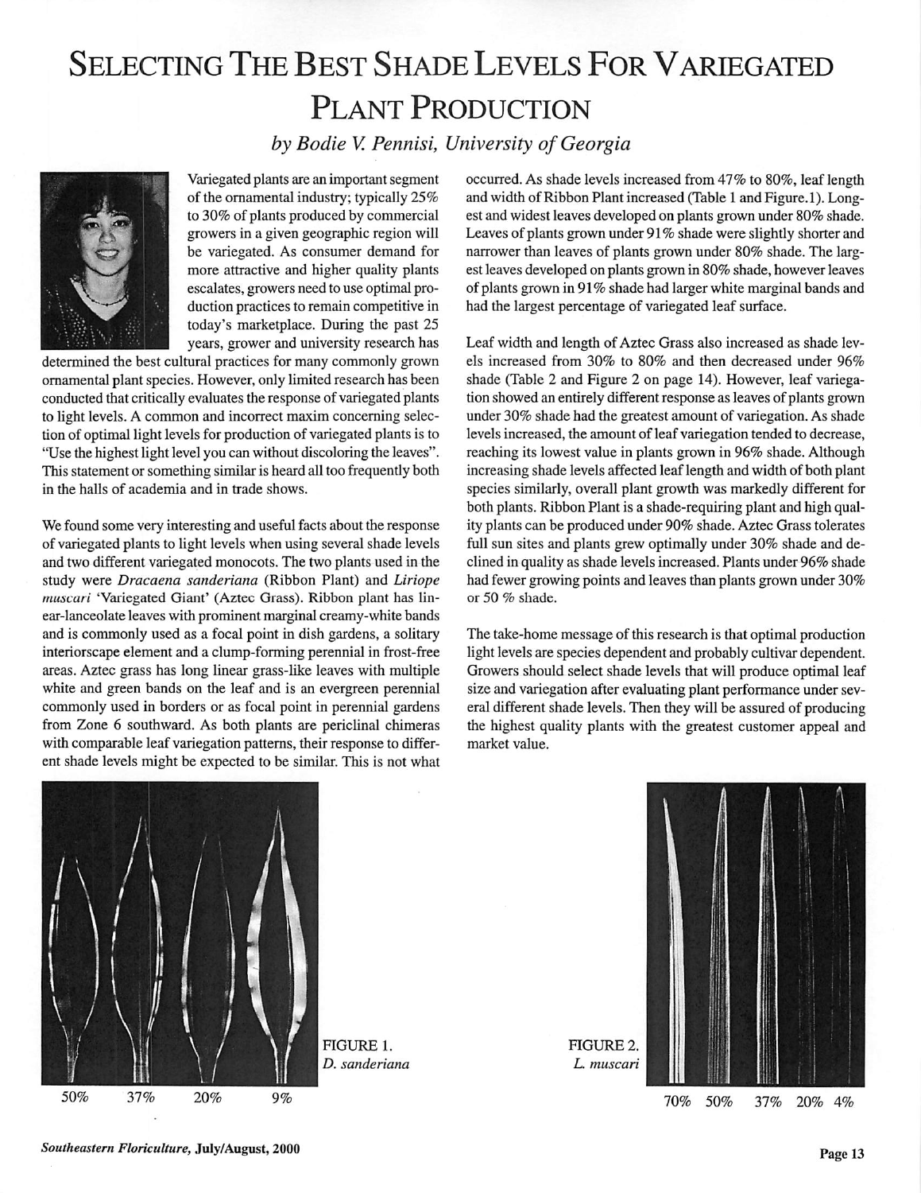# Selecting The Best Shade Levels For Variegated Plant Production

*by Bodie V. Pennisi, University of Georgia*

Variegated plants are an important segment of the ornamental industry; typically 25% to 30% of plants produced by commercial growers in a given geographic region will be variegated. As consumer demand for more attractive and higher quality plants escalates, growers need to use optimal production practices to remain competitive in today's marketplace. During the past 25 years, grower and university research has determined the best cultural practices for many commonly grown ornamental plant species. However, only limited research has been conducted that critically evaluates the response of variegated plants to light levels. A common and incorrect maxim concerning selection of optimal light levels for production of variegated plants is to "Use the highest light level you can without discoloring the leaves". This statement or something similar is heard all too frequently both in the halls of academia and in trade shows.

We found some very interesting and useful facts about the response of variegated plants to light levels when using several shade levels and two different variegated monocots. The two plants used in the study were *Dracaena sanderiana* (Ribbon Plant) and *Liriope muscari* 'Variegated Giant' (Aztec Grass). Ribbon plant has linear-lanceolate leaves with prominent marginal creamy-white bands and is commonly used as a focal point in dish gardens, a solitary interiorscape element and a clump-forming perennial in frost-free areas. Aztec grass has long linear grass-like leaves with multiple white and green bands on the leaf and is an evergreen perennial commonly used in borders or as focal point in perennial gardens from Zone 6 southward. As both plants are periclinal chimeras with comparable leaf variegation patterns, their response to different shade levels might be expected to be similar. This is not what occurred. As shade levels increased from 47% to 80%, leaf length and width of Ribbon Plant increased (Table 1 and Figure.1). Longest and widest leaves developed on plants grown under 80% shade. Leaves of plants grown under 91% shade were slightly shorter and narrower than leaves of plants grown under 80% shade. The largest leaves developed on plants grown in 80% shade, however leaves of plants grown in 91% shade had larger white marginal bands and had the largest percentage of variegated leaf surface.

Leaf width and length of Aztec Grass also increased as shade levels increased from 30% to 80% and then decreased under 96% shade (Table 2 and Figure 2 on page 14). However, leaf variegation showed an entirely different response as leaves of plants grown under 30% shade had the greatest amount of variegation. As shade levels increased, the amount of leaf variegation tended to decrease, reaching its lowest value in plants grown in 96% shade. Although increasing shade levels affected leaf length and width of both plant species similarly, overall plant growth was markedly different for both plants. Ribbon Plant is a shade-requiring plant and high quality plants can be produced under 90% shade. Aztec Grass tolerates full sun sites and plants grew optimally under 30% shade and declined in quality as shade levels increased. Plants under 96% shade had fewer growing points and leaves than plants grown under 30% or 50 % shade.

The take-home message of this research is that optimal production light levels are species dependent and probably cultivar dependent. Growers should select shade levels that will produce optimal leaf size and variegation after evaluating plant performance under several different shade levels. Then they will be assured of producing the highest quality plants with the greatest customer appeal and market value.

50% 37% 20% 9%

FIGURE 1. *D. sanderiana*

70% 50% 37% 20% 4%

FIGURE 2. *L. muscari*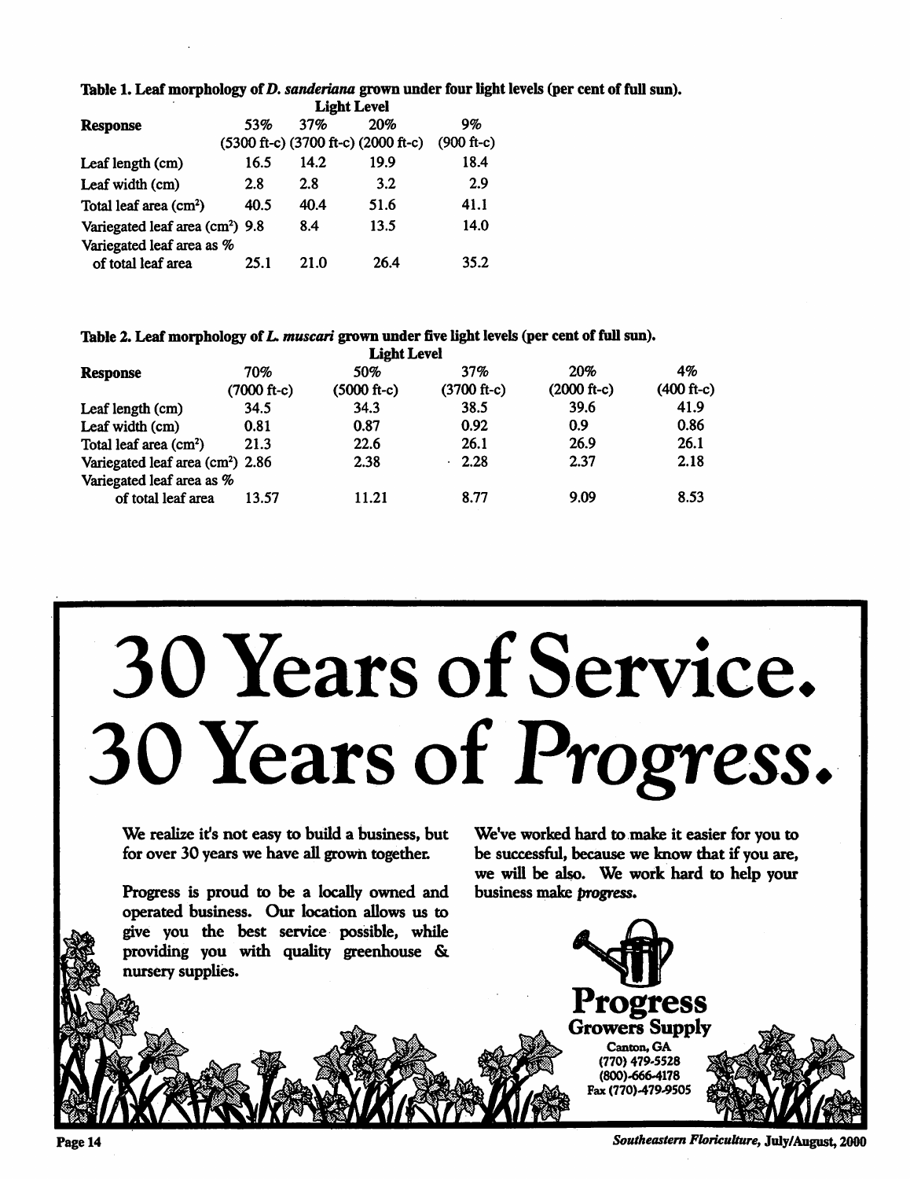**Table 1. Leaf morphology of *D. sanderiana* grown under four light levels (per cent of full sun).**

| Response | Light Level | | | |
|---|---|---|---|---|
| | 53% (5300 ft-c) | 37% (3700 ft-c) | 20% (2000 ft-c) | 9% (900 ft-c) |
| Leaf length (cm) | 16.5 | 14.2 | 19.9 | 18.4 |
| Leaf width (cm) | 2.8 | 2.8 | 3.2 | 2.9 |
| Total leaf area ($cm^2$) | 40.5 | 40.4 | 51.6 | 41.1 |
| Variegated leaf area ($cm^2$) | 9.8 | 8.4 | 13.5 | 14.0 |
| Variegated leaf area as % of total leaf area | 25.1 | 21.0 | 26.4 | 35.2 |

**Table 2. Leaf morphology of *L. muscari* grown under five light levels (per cent of full sun).**

| Response | Light Level | | | | |
|---|---|---|---|---|---|
| | 70% (7000 ft-c) | 50% (5000 ft-c) | 37% (3700 ft-c) | 20% (2000 ft-c) | 4% (400 ft-c) |
| Leaf length (cm) | 34.5 | 34.3 | 38.5 | 39.6 | 41.9 |
| Leaf width (cm) | 0.81 | 0.87 | 0.92 | 0.9 | 0.86 |
| Total leaf area ($cm^2$) | 21.3 | 22.6 | 26.1 | 26.9 | 26.1 |
| Variegated leaf area ($cm^2$) | 2.86 | 2.38 | 2.28 | 2.37 | 2.18 |
| Variegated leaf area as % of total leaf area | 13.57 | 11.21 | 8.77 | 9.09 | 8.53 |

# 30 Years of Service. 30 Years of *Progress*.

We realize it's not easy to build a business, but for over 30 years we have all grown together.

Progress is proud to be a locally owned and operated business. Our location allows us to give you the best service possible, while providing you with quality greenhouse & nursery supplies.

We've worked hard to make it easier for you to be successful, because we know that if you are, we will be also. We work hard to help your business make *progress*.

**Progress**
**Growers Supply**
Canton, GA
(770) 479-5528
(800)-666-4178
Fax (770)-479-9505